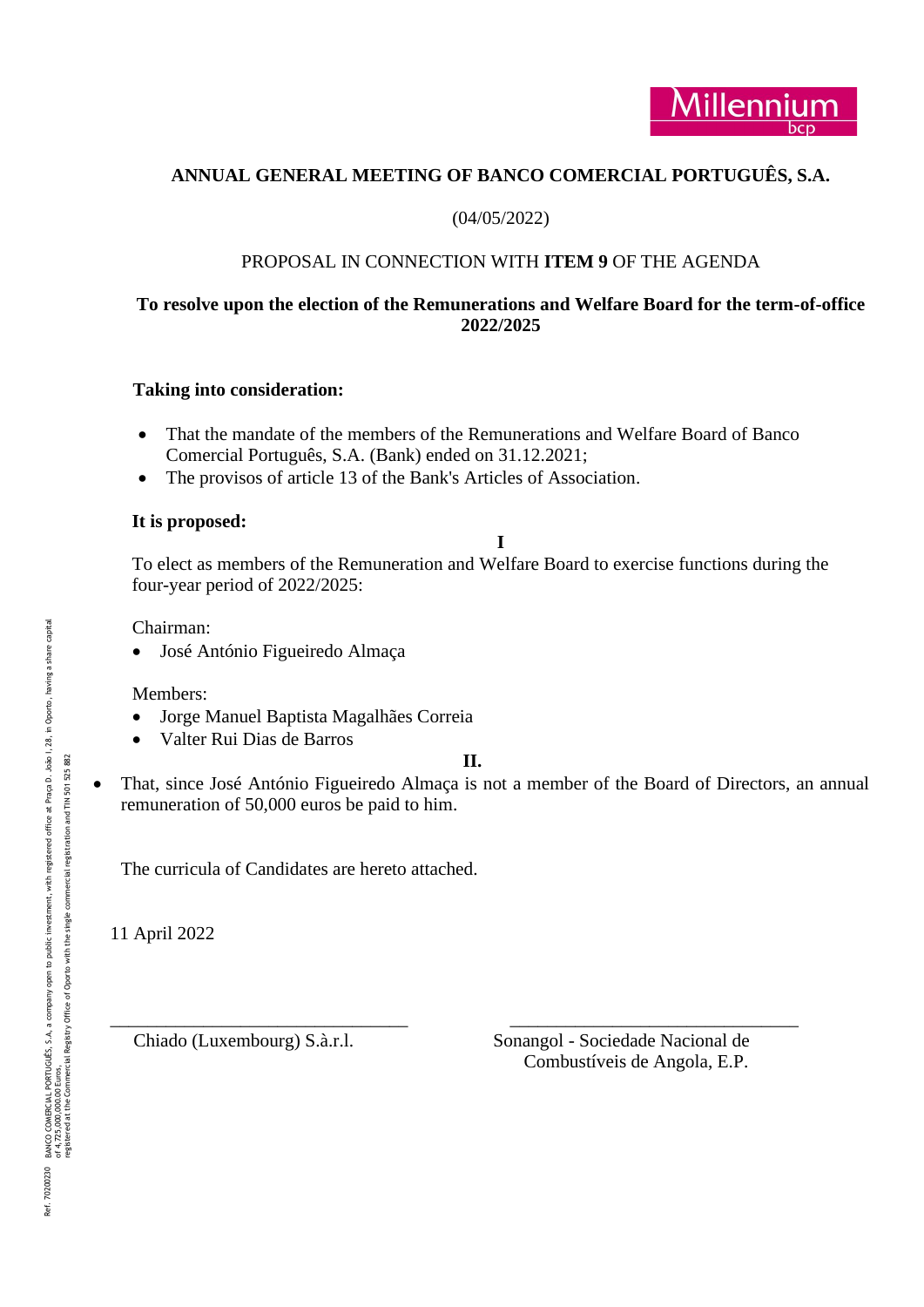# ANNUAL GENERAL MEETING OF BANCO COMERCIAL PORTUGUÊS, S.A.

(04/05/2022)

PROPOSAL IN CONNECTION WITH **ITEM 9** OF THE AGENDA

**To resolve upon the election of the Remunerations and Welfare Board for the term-of-office 2022/2025**

**Taking into consideration:**

- That the mandate of the members of the Remunerations and Welfare Board of Banco Comercial Português, S.A. (Bank) ended on 31.12.2021;
- The provisos of article 13 of the Bank's Articles of Association.

**It is proposed:**

**I**

To elect as members of the Remuneration and Welfare Board to exercise functions during the four-year period of 2022/2025:

Chairman:

- José António Figueiredo Almaça

Members:

- Jorge Manuel Baptista Magalhães Correia
- Valter Rui Dias de Barros

**II.**

- That, since José António Figueiredo Almaça is not a member of the Board of Directors, an annual remuneration of 50,000 euros be paid to him.

The curricula of Candidates are hereto attached.

11 April 2022

\_\_\_\_\_\_\_\_\_\_\_\_\_\_\_\_\_\_\_\_\_\_\_\_\_\_\_\_\_\_\_\_\_\_
Chiado (Luxembourg) S.à.r.l.

\_\_\_\_\_\_\_\_\_\_\_\_\_\_\_\_\_\_\_\_\_\_\_\_\_\_\_\_\_\_\_\_\_\_
Sonangol - Sociedade Nacional de Combustíveis de Angola, E.P.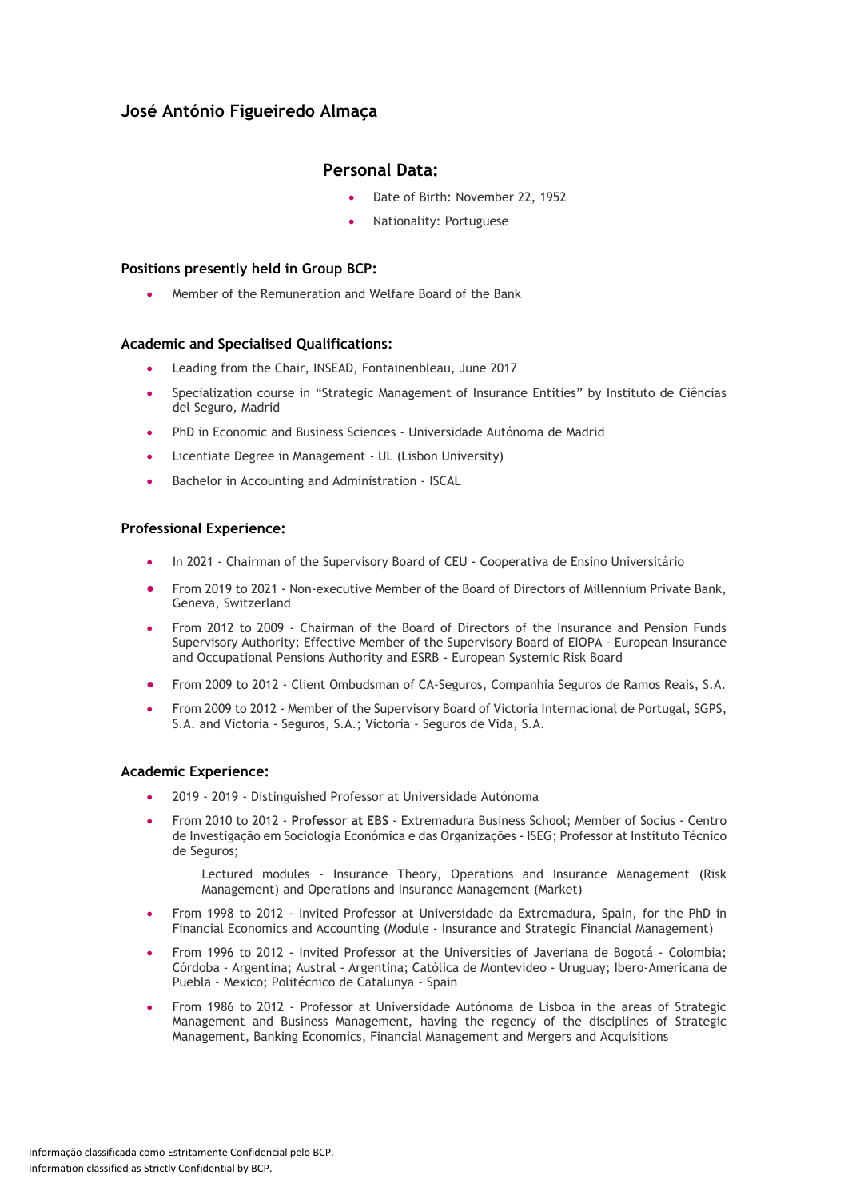## José António Figueiredo Almaça

### Personal Data:

- Date of Birth: November 22, 1952
- Nationality: Portuguese

#### Positions presently held in Group BCP:

- Member of the Remuneration and Welfare Board of the Bank

#### Academic and Specialised Qualifications:

- Leading from the Chair, INSEAD, Fontainenbleau, June 2017
- Specialization course in "Strategic Management of Insurance Entities" by Instituto de Ciências del Seguro, Madrid
- PhD in Economic and Business Sciences - Universidade Autónoma de Madrid
- Licentiate Degree in Management - UL (Lisbon University)
- Bachelor in Accounting and Administration - ISCAL

#### Professional Experience:

- In 2021 - Chairman of the Supervisory Board of CEU - Cooperativa de Ensino Universitário
- From 2019 to 2021 - Non-executive Member of the Board of Directors of Millennium Private Bank, Geneva, Switzerland
- From 2012 to 2009 - Chairman of the Board of Directors of the Insurance and Pension Funds Supervisory Authority; Effective Member of the Supervisory Board of EIOPA - European Insurance and Occupational Pensions Authority and ESRB - European Systemic Risk Board
- From 2009 to 2012 - Client Ombudsman of CA-Seguros, Companhia Seguros de Ramos Reais, S.A.
- From 2009 to 2012 - Member of the Supervisory Board of Victoria Internacional de Portugal, SGPS, S.A. and Victoria - Seguros, S.A.; Victoria - Seguros de Vida, S.A.

#### Academic Experience:

- 2019 - 2019 - Distinguished Professor at Universidade Autónoma
- From 2010 to 2012 - **Professor at EBS** - Extremadura Business School; Member of Socius - Centro de Investigação em Sociologia Económica e das Organizações - ISEG; Professor at Instituto Técnico de Seguros;

  Lectured modules - Insurance Theory, Operations and Insurance Management (Risk Management) and Operations and Insurance Management (Market)
- From 1998 to 2012 - Invited Professor at Universidade da Extremadura, Spain, for the PhD in Financial Economics and Accounting (Module - Insurance and Strategic Financial Management)
- From 1996 to 2012 - Invited Professor at the Universities of Javeriana de Bogotá - Colombia; Córdoba - Argentina; Austral - Argentina; Católica de Montevideo - Uruguay; Ibero-Americana de Puebla - Mexico; Politécnico de Catalunya - Spain
- From 1986 to 2012 - Professor at Universidade Autónoma de Lisboa in the areas of Strategic Management and Business Management, having the regency of the disciplines of Strategic Management, Banking Economics, Financial Management and Mergers and Acquisitions

Informação classificada como Estritamente Confidencial pelo BCP.
Information classified as Strictly Confidential by BCP.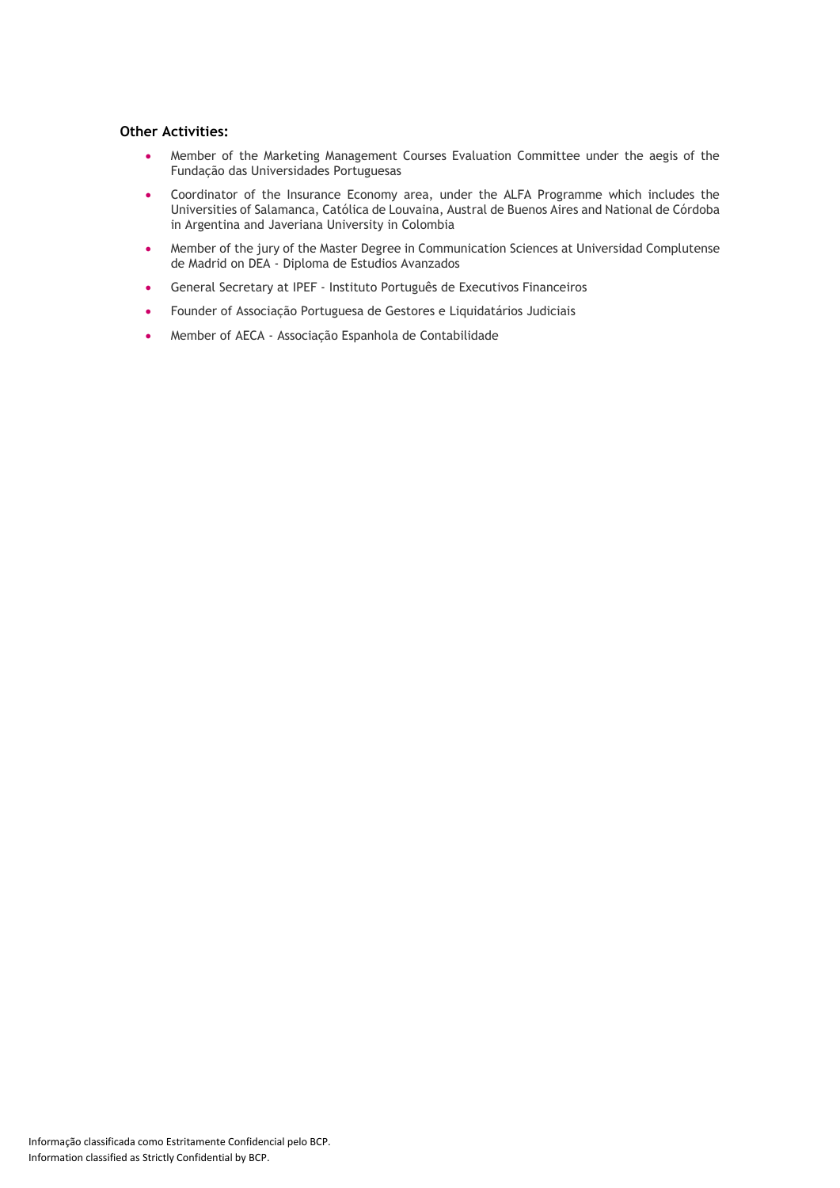**Other Activities:**

- Member of the Marketing Management Courses Evaluation Committee under the aegis of the Fundação das Universidades Portuguesas
- Coordinator of the Insurance Economy area, under the ALFA Programme which includes the Universities of Salamanca, Católica de Louvaina, Austral de Buenos Aires and National de Córdoba in Argentina and Javeriana University in Colombia
- Member of the jury of the Master Degree in Communication Sciences at Universidad Complutense de Madrid on DEA - Diploma de Estudios Avanzados
- General Secretary at IPEF - Instituto Português de Executivos Financeiros
- Founder of Associação Portuguesa de Gestores e Liquidatários Judiciais
- Member of AECA - Associação Espanhola de Contabilidade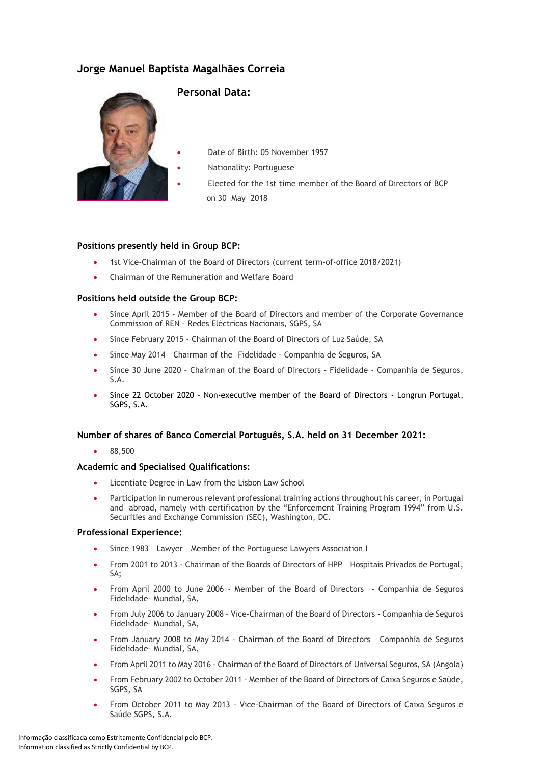## Jorge Manuel Baptista Magalhães Correia

### Personal Data:

- Date of Birth: 05 November 1957
- Nationality: Portuguese
- Elected for the 1st time member of the Board of Directors of BCP on 30 May 2018

**Positions presently held in Group BCP:**

- 1st Vice-Chairman of the Board of Directors (current term-of-office 2018/2021)
- Chairman of the Remuneration and Welfare Board

**Positions held outside the Group BCP:**

- Since April 2015 - Member of the Board of Directors and member of the Corporate Governance Commission of REN - Redes Eléctricas Nacionais, SGPS, SA
- Since February 2015 - Chairman of the Board of Directors of Luz Saúde, SA
- Since May 2014 – Chairman of the– Fidelidade - Companhia de Seguros, SA
- Since 30 June 2020 – Chairman of the Board of Directors - Fidelidade - Companhia de Seguros, S.A.
- Since 22 October 2020 – Non-executive member of the Board of Directors - Longrun Portugal, SGPS, S.A.

**Number of shares of Banco Comercial Português, S.A. held on 31 December 2021:**

- 88,500

**Academic and Specialised Qualifications:**

- Licentiate Degree in Law from the Lisbon Law School
- Participation in numerous relevant professional training actions throughout his career, in Portugal and abroad, namely with certification by the "Enforcement Training Program 1994" from U.S. Securities and Exchange Commission (SEC), Washington, DC.

**Professional Experience:**

- Since 1983 – Lawyer – Member of the Portuguese Lawyers Association I
- From 2001 to 2013 - Chairman of the Boards of Directors of HPP – Hospitais Privados de Portugal, SA;
- From April 2000 to June 2006 - Member of the Board of Directors - Companhia de Seguros Fidelidade- Mundial, SA,
- From July 2006 to January 2008 – Vice-Chairman of the Board of Directors - Companhia de Seguros Fidelidade- Mundial, SA,
- From January 2008 to May 2014 - Chairman of the Board of Directors – Companhia de Seguros Fidelidade- Mundial, SA,
- From April 2011 to May 2016 - Chairman of the Board of Directors of Universal Seguros, SA (Angola)
- From February 2002 to October 2011 - Member of the Board of Directors of Caixa Seguros e Saúde, SGPS, SA
- From October 2011 to May 2013 - Vice-Chairman of the Board of Directors of Caixa Seguros e Saúde SGPS, S.A.

Informação classificada como Estritamente Confidencial pelo BCP.
Information classified as Strictly Confidential by BCP.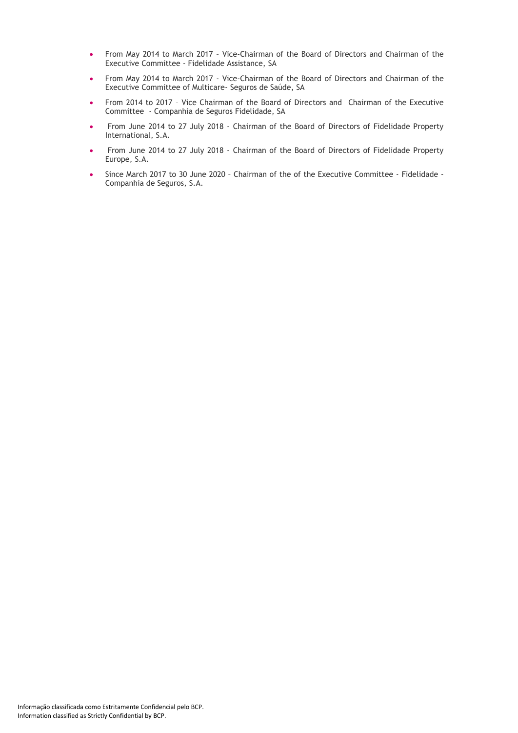- From May 2014 to March 2017 – Vice-Chairman of the Board of Directors and Chairman of the Executive Committee - Fidelidade Assistance, SA
- From May 2014 to March 2017 - Vice-Chairman of the Board of Directors and Chairman of the Executive Committee of Multicare- Seguros de Saúde, SA
- From 2014 to 2017 – Vice Chairman of the Board of Directors and Chairman of the Executive Committee - Companhia de Seguros Fidelidade, SA
- From June 2014 to 27 July 2018 - Chairman of the Board of Directors of Fidelidade Property International, S.A.
- From June 2014 to 27 July 2018 - Chairman of the Board of Directors of Fidelidade Property Europe, S.A.
- Since March 2017 to 30 June 2020 – Chairman of the of the Executive Committee - Fidelidade - Companhia de Seguros, S.A.

Informação classificada como Estritamente Confidencial pelo BCP.
Information classified as Strictly Confidential by BCP.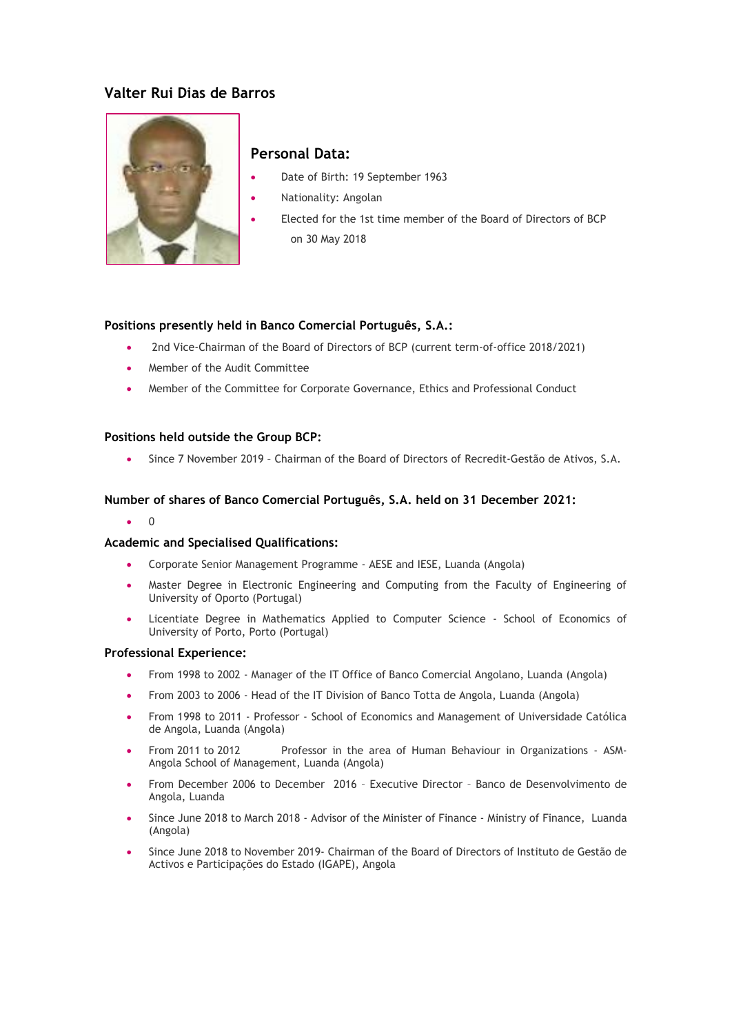## Valter Rui Dias de Barros

### Personal Data:

- Date of Birth: 19 September 1963
- Nationality: Angolan
- Elected for the 1st time member of the Board of Directors of BCP on 30 May 2018

#### Positions presently held in Banco Comercial Português, S.A.:

- 2nd Vice-Chairman of the Board of Directors of BCP (current term-of-office 2018/2021)
- Member of the Audit Committee
- Member of the Committee for Corporate Governance, Ethics and Professional Conduct

#### Positions held outside the Group BCP:

- Since 7 November 2019 – Chairman of the Board of Directors of Recredit-Gestão de Ativos, S.A.

#### Number of shares of Banco Comercial Português, S.A. held on 31 December 2021:

- 0

#### Academic and Specialised Qualifications:

- Corporate Senior Management Programme - AESE and IESE, Luanda (Angola)
- Master Degree in Electronic Engineering and Computing from the Faculty of Engineering of University of Oporto (Portugal)
- Licentiate Degree in Mathematics Applied to Computer Science - School of Economics of University of Porto, Porto (Portugal)

#### Professional Experience:

- From 1998 to 2002 - Manager of the IT Office of Banco Comercial Angolano, Luanda (Angola)
- From 2003 to 2006 - Head of the IT Division of Banco Totta de Angola, Luanda (Angola)
- From 1998 to 2011 - Professor - School of Economics and Management of Universidade Católica de Angola, Luanda (Angola)
- From 2011 to 2012 Professor in the area of Human Behaviour in Organizations - ASM-Angola School of Management, Luanda (Angola)
- From December 2006 to December 2016 – Executive Director – Banco de Desenvolvimento de Angola, Luanda
- Since June 2018 to March 2018 - Advisor of the Minister of Finance - Ministry of Finance, Luanda (Angola)
- Since June 2018 to November 2019- Chairman of the Board of Directors of Instituto de Gestão de Activos e Participações do Estado (IGAPE), Angola